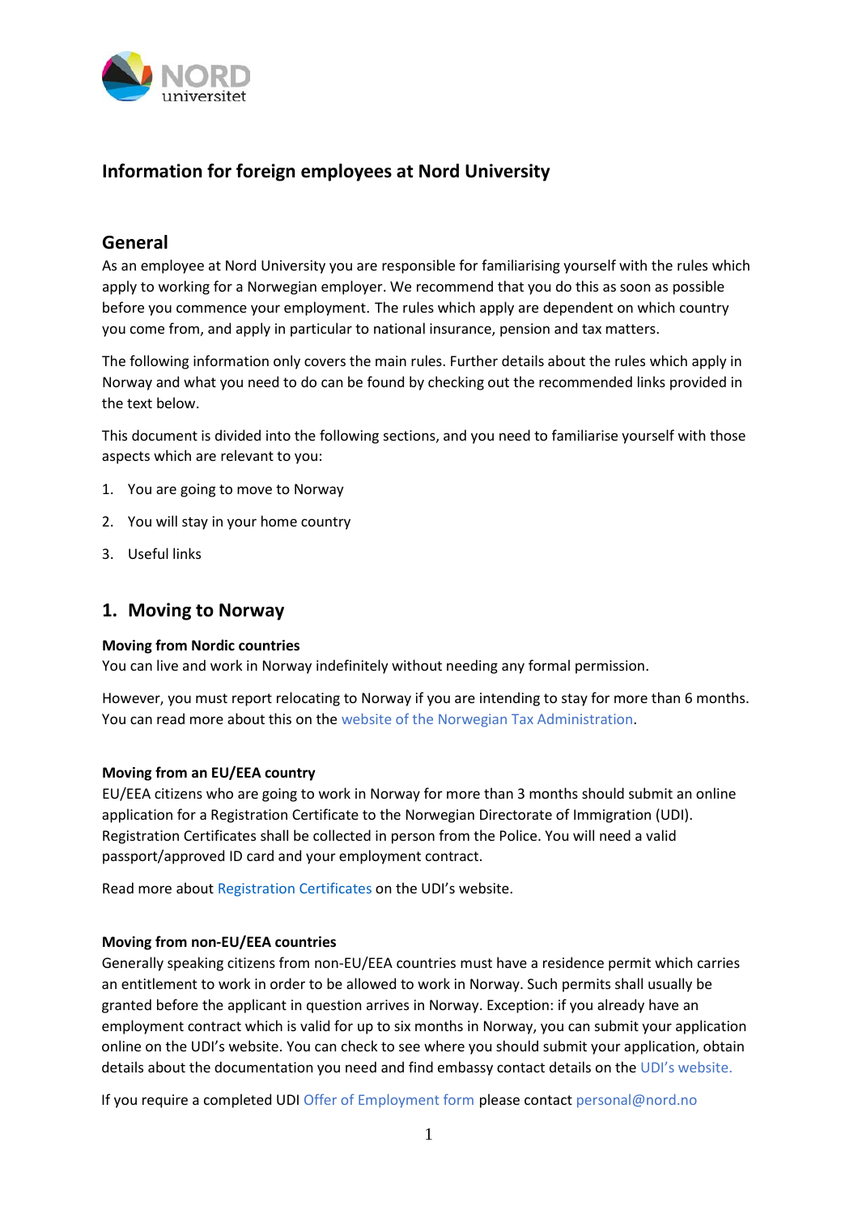# Information for foreign employees at Nord University

## General

As an employee at Nord University you are responsible for familiarising yourself with the rules which apply to working for a Norwegian employer. We recommend that you do this as soon as possible before you commence your employment. The rules which apply are dependent on which country you come from, and apply in particular to national insurance, pension and tax matters.

The following information only covers the main rules. Further details about the rules which apply in Norway and what you need to do can be found by checking out the recommended links provided in the text below.

This document is divided into the following sections, and you need to familiarise yourself with those aspects which are relevant to you:

1. You are going to move to Norway
2. You will stay in your home country
3. Useful links

## 1. Moving to Norway

**Moving from Nordic countries**
You can live and work in Norway indefinitely without needing any formal permission.

However, you must report relocating to Norway if you are intending to stay for more than 6 months. You can read more about this on the website of the Norwegian Tax Administration.

**Moving from an EU/EEA country**
EU/EEA citizens who are going to work in Norway for more than 3 months should submit an online application for a Registration Certificate to the Norwegian Directorate of Immigration (UDI). Registration Certificates shall be collected in person from the Police. You will need a valid passport/approved ID card and your employment contract.

Read more about Registration Certificates on the UDI's website.

**Moving from non-EU/EEA countries**
Generally speaking citizens from non-EU/EEA countries must have a residence permit which carries an entitlement to work in order to be allowed to work in Norway. Such permits shall usually be granted before the applicant in question arrives in Norway. Exception: if you already have an employment contract which is valid for up to six months in Norway, you can submit your application online on the UDI's website. You can check to see where you should submit your application, obtain details about the documentation you need and find embassy contact details on the UDI's website.

If you require a completed UDI Offer of Employment form please contact personal@nord.no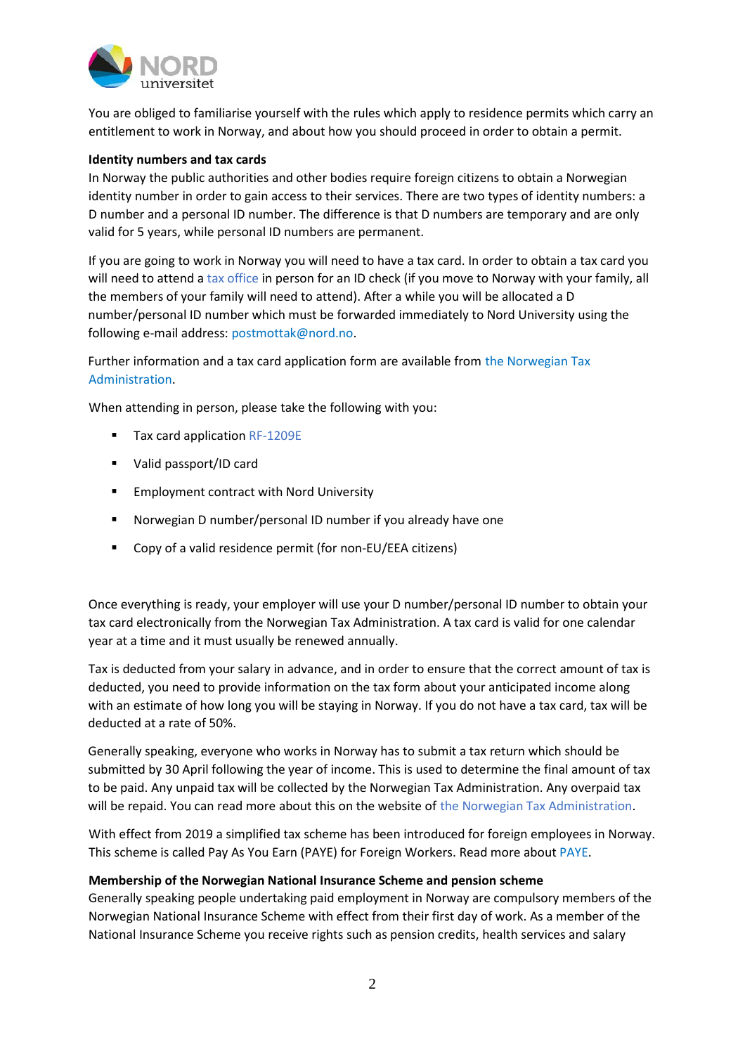You are obliged to familiarise yourself with the rules which apply to residence permits which carry an entitlement to work in Norway, and about how you should proceed in order to obtain a permit.

**Identity numbers and tax cards**

In Norway the public authorities and other bodies require foreign citizens to obtain a Norwegian identity number in order to gain access to their services. There are two types of identity numbers: a D number and a personal ID number. The difference is that D numbers are temporary and are only valid for 5 years, while personal ID numbers are permanent.

If you are going to work in Norway you will need to have a tax card. In order to obtain a tax card you will need to attend a tax office in person for an ID check (if you move to Norway with your family, all the members of your family will need to attend). After a while you will be allocated a D number/personal ID number which must be forwarded immediately to Nord University using the following e-mail address: postmottak@nord.no.

Further information and a tax card application form are available from the Norwegian Tax Administration.

When attending in person, please take the following with you:

- Tax card application RF-1209E
- Valid passport/ID card
- Employment contract with Nord University
- Norwegian D number/personal ID number if you already have one
- Copy of a valid residence permit (for non-EU/EEA citizens)

Once everything is ready, your employer will use your D number/personal ID number to obtain your tax card electronically from the Norwegian Tax Administration. A tax card is valid for one calendar year at a time and it must usually be renewed annually.

Tax is deducted from your salary in advance, and in order to ensure that the correct amount of tax is deducted, you need to provide information on the tax form about your anticipated income along with an estimate of how long you will be staying in Norway. If you do not have a tax card, tax will be deducted at a rate of 50%.

Generally speaking, everyone who works in Norway has to submit a tax return which should be submitted by 30 April following the year of income. This is used to determine the final amount of tax to be paid. Any unpaid tax will be collected by the Norwegian Tax Administration. Any overpaid tax will be repaid. You can read more about this on the website of the Norwegian Tax Administration.

With effect from 2019 a simplified tax scheme has been introduced for foreign employees in Norway. This scheme is called Pay As You Earn (PAYE) for Foreign Workers. Read more about PAYE.

**Membership of the Norwegian National Insurance Scheme and pension scheme**

Generally speaking people undertaking paid employment in Norway are compulsory members of the Norwegian National Insurance Scheme with effect from their first day of work. As a member of the National Insurance Scheme you receive rights such as pension credits, health services and salary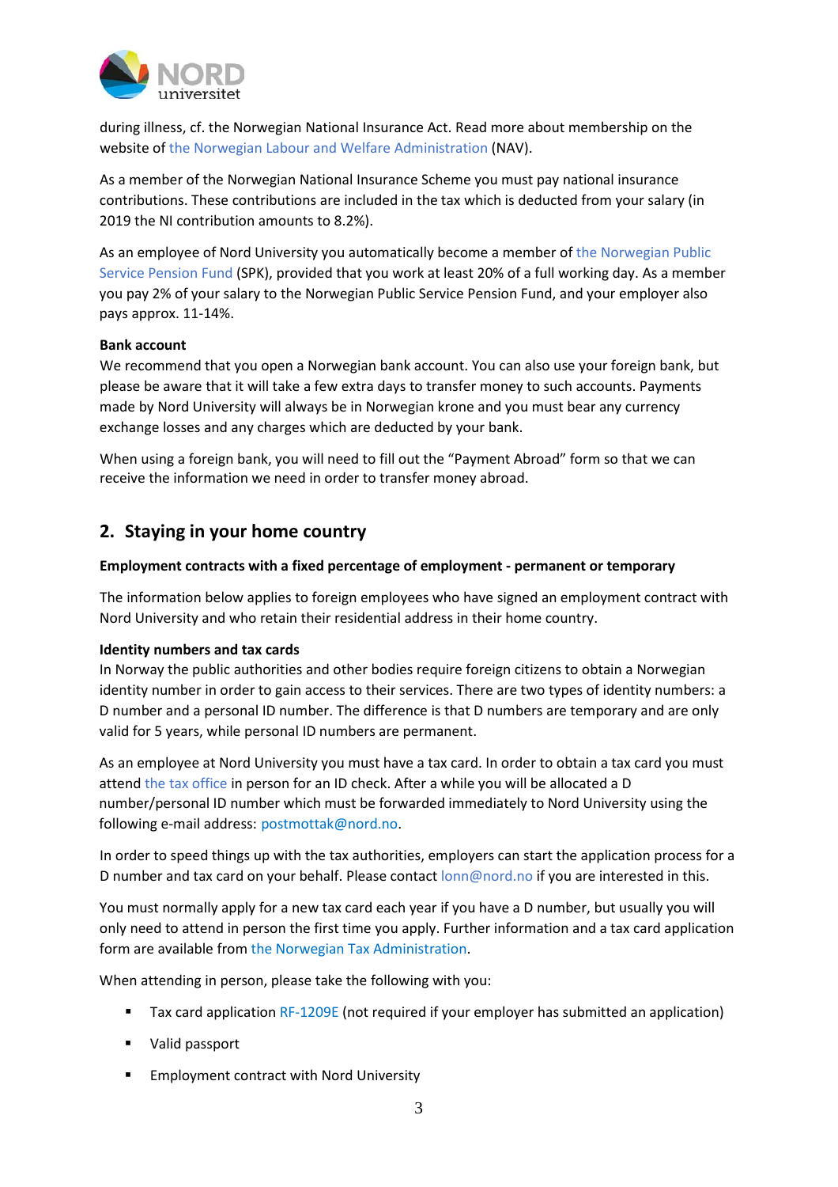during illness, cf. the Norwegian National Insurance Act. Read more about membership on the website of the Norwegian Labour and Welfare Administration (NAV).

As a member of the Norwegian National Insurance Scheme you must pay national insurance contributions. These contributions are included in the tax which is deducted from your salary (in 2019 the NI contribution amounts to 8.2%).

As an employee of Nord University you automatically become a member of the Norwegian Public Service Pension Fund (SPK), provided that you work at least 20% of a full working day. As a member you pay 2% of your salary to the Norwegian Public Service Pension Fund, and your employer also pays approx. 11-14%.

**Bank account**
We recommend that you open a Norwegian bank account. You can also use your foreign bank, but please be aware that it will take a few extra days to transfer money to such accounts. Payments made by Nord University will always be in Norwegian krone and you must bear any currency exchange losses and any charges which are deducted by your bank.

When using a foreign bank, you will need to fill out the "Payment Abroad" form so that we can receive the information we need in order to transfer money abroad.

## 2. Staying in your home country

**Employment contracts with a fixed percentage of employment - permanent or temporary**

The information below applies to foreign employees who have signed an employment contract with Nord University and who retain their residential address in their home country.

**Identity numbers and tax cards**
In Norway the public authorities and other bodies require foreign citizens to obtain a Norwegian identity number in order to gain access to their services. There are two types of identity numbers: a D number and a personal ID number. The difference is that D numbers are temporary and are only valid for 5 years, while personal ID numbers are permanent.

As an employee at Nord University you must have a tax card. In order to obtain a tax card you must attend the tax office in person for an ID check. After a while you will be allocated a D number/personal ID number which must be forwarded immediately to Nord University using the following e-mail address: postmottak@nord.no.

In order to speed things up with the tax authorities, employers can start the application process for a D number and tax card on your behalf. Please contact lonn@nord.no if you are interested in this.

You must normally apply for a new tax card each year if you have a D number, but usually you will only need to attend in person the first time you apply. Further information and a tax card application form are available from the Norwegian Tax Administration.

When attending in person, please take the following with you:

- Tax card application RF-1209E (not required if your employer has submitted an application)
- Valid passport
- Employment contract with Nord University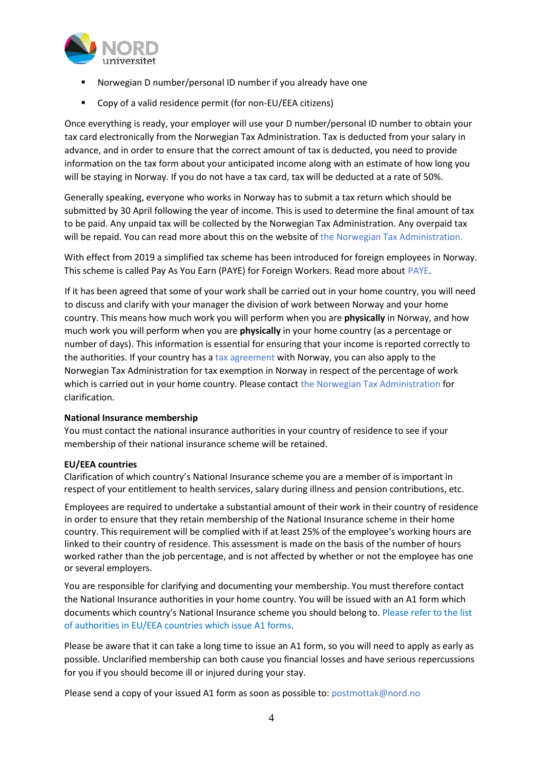- Norwegian D number/personal ID number if you already have one
- Copy of a valid residence permit (for non-EU/EEA citizens)

Once everything is ready, your employer will use your D number/personal ID number to obtain your tax card electronically from the Norwegian Tax Administration. Tax is deducted from your salary in advance, and in order to ensure that the correct amount of tax is deducted, you need to provide information on the tax form about your anticipated income along with an estimate of how long you will be staying in Norway. If you do not have a tax card, tax will be deducted at a rate of 50%.

Generally speaking, everyone who works in Norway has to submit a tax return which should be submitted by 30 April following the year of income. This is used to determine the final amount of tax to be paid. Any unpaid tax will be collected by the Norwegian Tax Administration. Any overpaid tax will be repaid. You can read more about this on the website of the Norwegian Tax Administration.

With effect from 2019 a simplified tax scheme has been introduced for foreign employees in Norway. This scheme is called Pay As You Earn (PAYE) for Foreign Workers. Read more about PAYE.

If it has been agreed that some of your work shall be carried out in your home country, you will need to discuss and clarify with your manager the division of work between Norway and your home country. This means how much work you will perform when you are **physically** in Norway, and how much work you will perform when you are **physically** in your home country (as a percentage or number of days). This information is essential for ensuring that your income is reported correctly to the authorities. If your country has a tax agreement with Norway, you can also apply to the Norwegian Tax Administration for tax exemption in Norway in respect of the percentage of work which is carried out in your home country. Please contact the Norwegian Tax Administration for clarification.

**National Insurance membership**
You must contact the national insurance authorities in your country of residence to see if your membership of their national insurance scheme will be retained.

**EU/EEA countries**
Clarification of which country's National Insurance scheme you are a member of is important in respect of your entitlement to health services, salary during illness and pension contributions, etc.

Employees are required to undertake a substantial amount of their work in their country of residence in order to ensure that they retain membership of the National Insurance scheme in their home country. This requirement will be complied with if at least 25% of the employee's working hours are linked to their country of residence. This assessment is made on the basis of the number of hours worked rather than the job percentage, and is not affected by whether or not the employee has one or several employers.

You are responsible for clarifying and documenting your membership. You must therefore contact the National Insurance authorities in your home country. You will be issued with an A1 form which documents which country's National Insurance scheme you should belong to. Please refer to the list of authorities in EU/EEA countries which issue A1 forms.

Please be aware that it can take a long time to issue an A1 form, so you will need to apply as early as possible. Unclarified membership can both cause you financial losses and have serious repercussions for you if you should become ill or injured during your stay.

Please send a copy of your issued A1 form as soon as possible to: postmottak@nord.no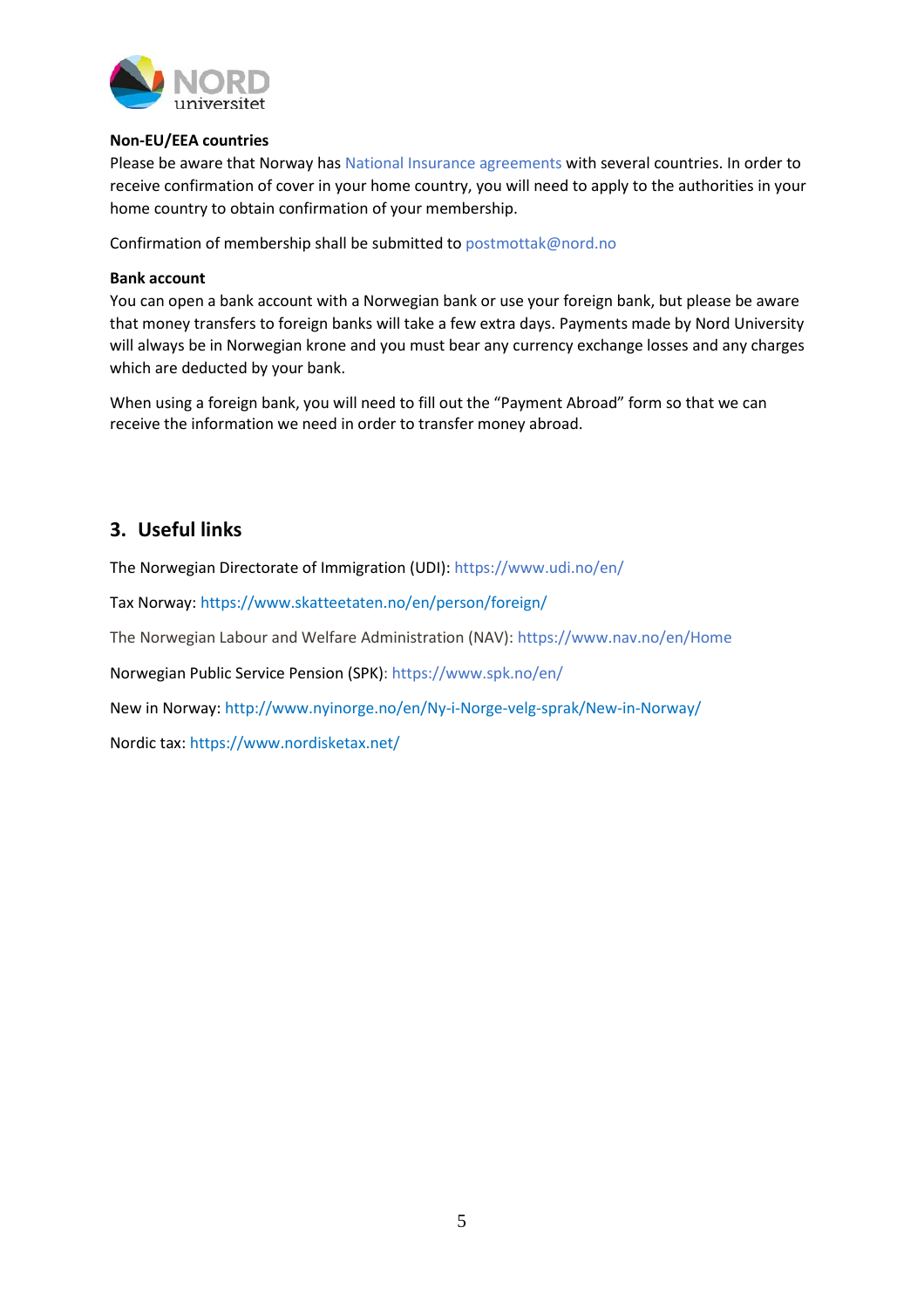**Non-EU/EEA countries**

Please be aware that Norway has National Insurance agreements with several countries. In order to receive confirmation of cover in your home country, you will need to apply to the authorities in your home country to obtain confirmation of your membership.

Confirmation of membership shall be submitted to postmottak@nord.no

**Bank account**

You can open a bank account with a Norwegian bank or use your foreign bank, but please be aware that money transfers to foreign banks will take a few extra days. Payments made by Nord University will always be in Norwegian krone and you must bear any currency exchange losses and any charges which are deducted by your bank.

When using a foreign bank, you will need to fill out the "Payment Abroad" form so that we can receive the information we need in order to transfer money abroad.

## 3. Useful links

The Norwegian Directorate of Immigration (UDI): https://www.udi.no/en/

Tax Norway: https://www.skatteetaten.no/en/person/foreign/

The Norwegian Labour and Welfare Administration (NAV): https://www.nav.no/en/Home

Norwegian Public Service Pension (SPK): https://www.spk.no/en/

New in Norway: http://www.nyinorge.no/en/Ny-i-Norge-velg-sprak/New-in-Norway/

Nordic tax: https://www.nordisketax.net/